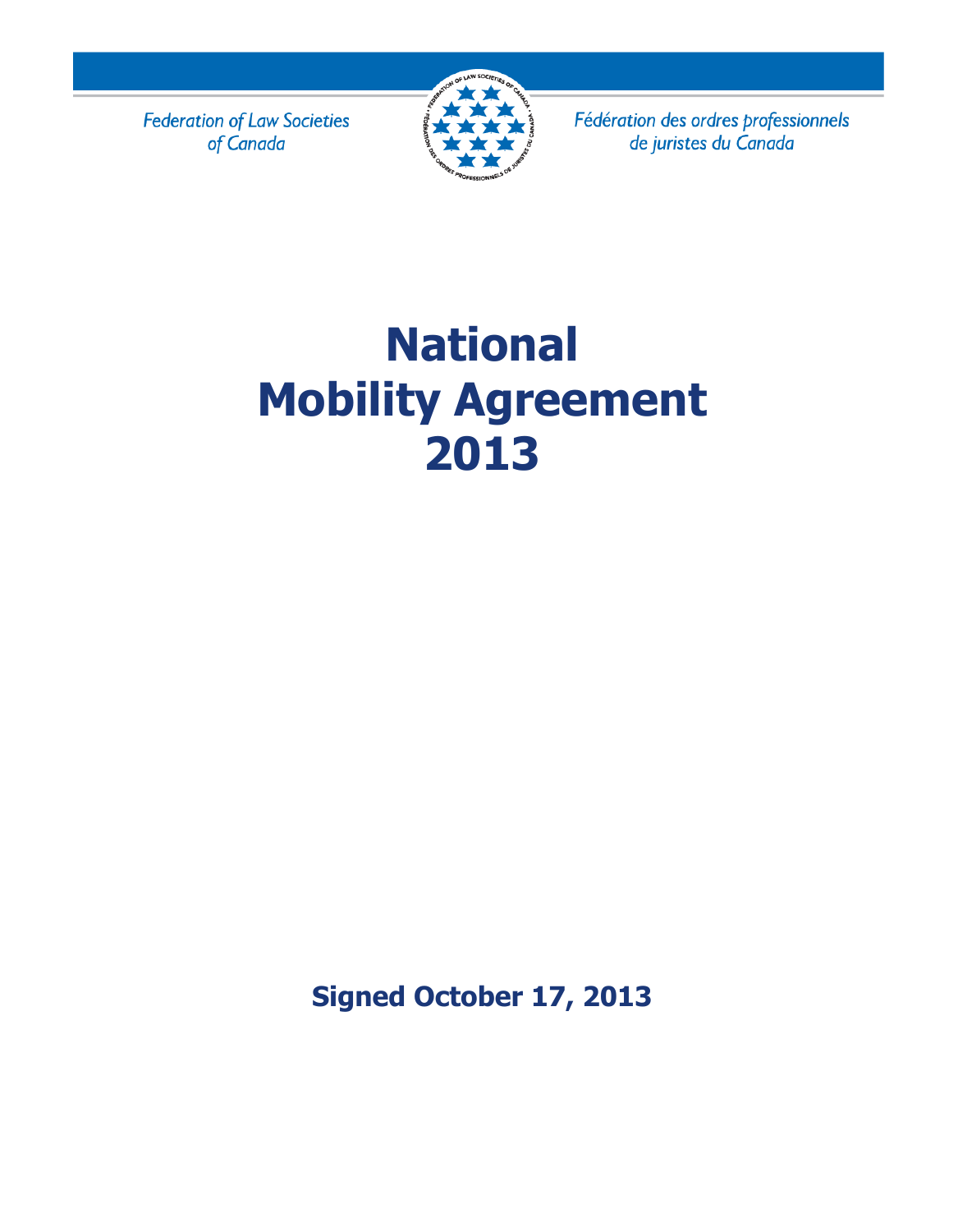Federation of Law Societies of Canada

Fédération des ordres professionnels de juristes du Canada

# National Mobility Agreement 2013

**Signed October 17, 2013**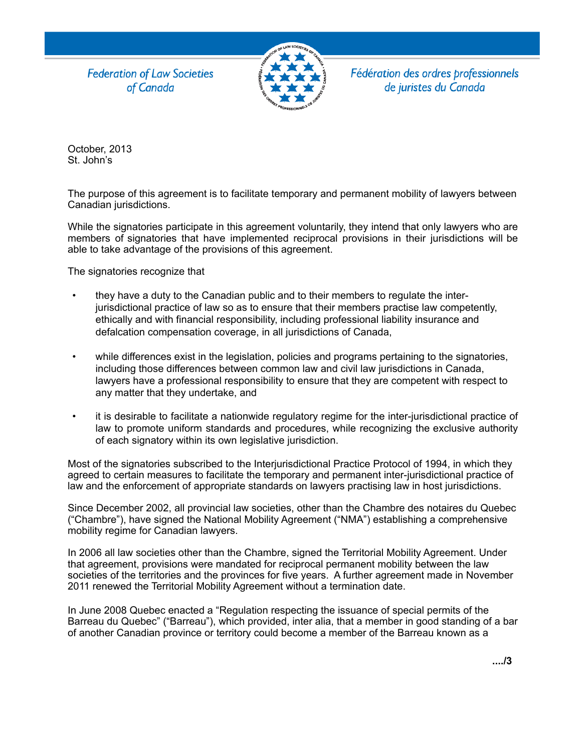Federation of Law Societies of Canada

Fédération des ordres professionnels de juristes du Canada

October, 2013
St. John's

The purpose of this agreement is to facilitate temporary and permanent mobility of lawyers between Canadian jurisdictions.

While the signatories participate in this agreement voluntarily, they intend that only lawyers who are members of signatories that have implemented reciprocal provisions in their jurisdictions will be able to take advantage of the provisions of this agreement.

The signatories recognize that

- they have a duty to the Canadian public and to their members to regulate the inter-jurisdictional practice of law so as to ensure that their members practise law competently, ethically and with financial responsibility, including professional liability insurance and defalcation compensation coverage, in all jurisdictions of Canada,

- while differences exist in the legislation, policies and programs pertaining to the signatories, including those differences between common law and civil law jurisdictions in Canada, lawyers have a professional responsibility to ensure that they are competent with respect to any matter that they undertake, and

- it is desirable to facilitate a nationwide regulatory regime for the inter-jurisdictional practice of law to promote uniform standards and procedures, while recognizing the exclusive authority of each signatory within its own legislative jurisdiction.

Most of the signatories subscribed to the Interjurisdictional Practice Protocol of 1994, in which they agreed to certain measures to facilitate the temporary and permanent inter-jurisdictional practice of law and the enforcement of appropriate standards on lawyers practising law in host jurisdictions.

Since December 2002, all provincial law societies, other than the Chambre des notaires du Quebec ("Chambre"), have signed the National Mobility Agreement ("NMA") establishing a comprehensive mobility regime for Canadian lawyers.

In 2006 all law societies other than the Chambre, signed the Territorial Mobility Agreement. Under that agreement, provisions were mandated for reciprocal permanent mobility between the law societies of the territories and the provinces for five years. A further agreement made in November 2011 renewed the Territorial Mobility Agreement without a termination date.

In June 2008 Quebec enacted a "Regulation respecting the issuance of special permits of the Barreau du Quebec" ("Barreau"), which provided, inter alia, that a member in good standing of a bar of another Canadian province or territory could become a member of the Barreau known as a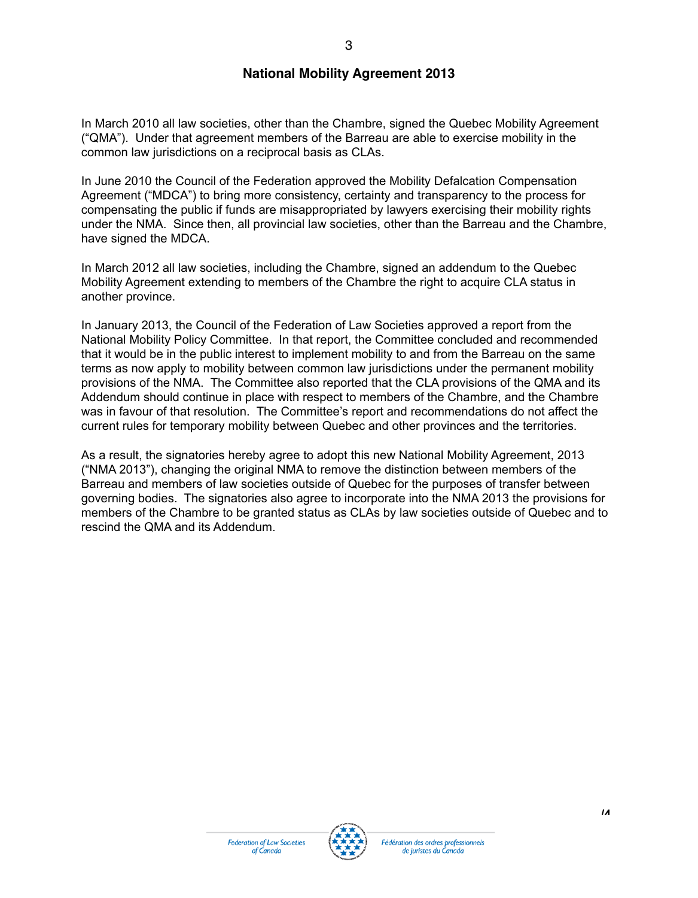## National Mobility Agreement 2013

In March 2010 all law societies, other than the Chambre, signed the Quebec Mobility Agreement ("QMA"). Under that agreement members of the Barreau are able to exercise mobility in the common law jurisdictions on a reciprocal basis as CLAs.

In June 2010 the Council of the Federation approved the Mobility Defalcation Compensation Agreement ("MDCA") to bring more consistency, certainty and transparency to the process for compensating the public if funds are misappropriated by lawyers exercising their mobility rights under the NMA. Since then, all provincial law societies, other than the Barreau and the Chambre, have signed the MDCA.

In March 2012 all law societies, including the Chambre, signed an addendum to the Quebec Mobility Agreement extending to members of the Chambre the right to acquire CLA status in another province.

In January 2013, the Council of the Federation of Law Societies approved a report from the National Mobility Policy Committee. In that report, the Committee concluded and recommended that it would be in the public interest to implement mobility to and from the Barreau on the same terms as now apply to mobility between common law jurisdictions under the permanent mobility provisions of the NMA. The Committee also reported that the CLA provisions of the QMA and its Addendum should continue in place with respect to members of the Chambre, and the Chambre was in favour of that resolution. The Committee's report and recommendations do not affect the current rules for temporary mobility between Quebec and other provinces and the territories.

As a result, the signatories hereby agree to adopt this new National Mobility Agreement, 2013 ("NMA 2013"), changing the original NMA to remove the distinction between members of the Barreau and members of law societies outside of Quebec for the purposes of transfer between governing bodies. The signatories also agree to incorporate into the NMA 2013 the provisions for members of the Chambre to be granted status as CLAs by law societies outside of Quebec and to rescind the QMA and its Addendum.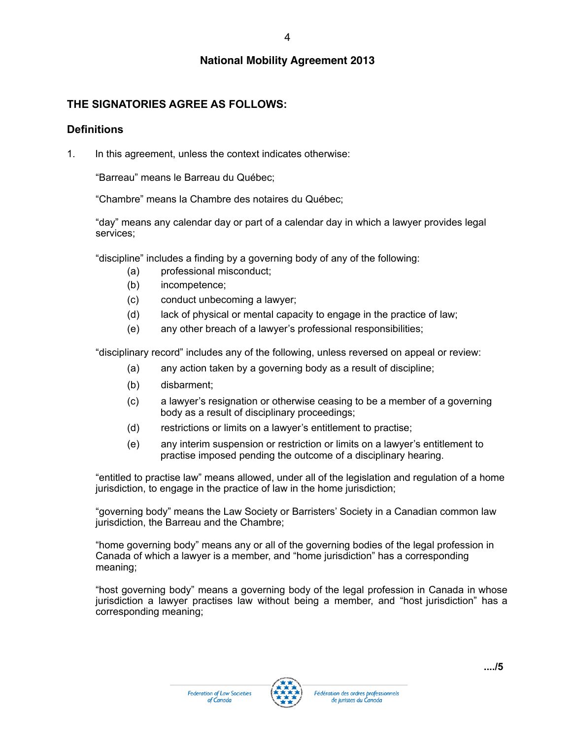# National Mobility Agreement 2013

## THE SIGNATORIES AGREE AS FOLLOWS:

### Definitions

1. In this agreement, unless the context indicates otherwise:

   “Barreau” means le Barreau du Québec;

   “Chambre” means la Chambre des notaires du Québec;

   “day” means any calendar day or part of a calendar day in which a lawyer provides legal services;

   “discipline” includes a finding by a governing body of any of the following:

   (a) professional misconduct;
   (b) incompetence;
   (c) conduct unbecoming a lawyer;
   (d) lack of physical or mental capacity to engage in the practice of law;
   (e) any other breach of a lawyer’s professional responsibilities;

   “disciplinary record” includes any of the following, unless reversed on appeal or review:

   (a) any action taken by a governing body as a result of discipline;
   (b) disbarment;
   (c) a lawyer’s resignation or otherwise ceasing to be a member of a governing body as a result of disciplinary proceedings;
   (d) restrictions or limits on a lawyer’s entitlement to practise;
   (e) any interim suspension or restriction or limits on a lawyer’s entitlement to practise imposed pending the outcome of a disciplinary hearing.

   “entitled to practise law” means allowed, under all of the legislation and regulation of a home jurisdiction, to engage in the practice of law in the home jurisdiction;

   “governing body” means the Law Society or Barristers’ Society in a Canadian common law jurisdiction, the Barreau and the Chambre;

   “home governing body” means any or all of the governing bodies of the legal profession in Canada of which a lawyer is a member, and “home jurisdiction” has a corresponding meaning;

   “host governing body” means a governing body of the legal profession in Canada in whose jurisdiction a lawyer practises law without being a member, and “host jurisdiction” has a corresponding meaning;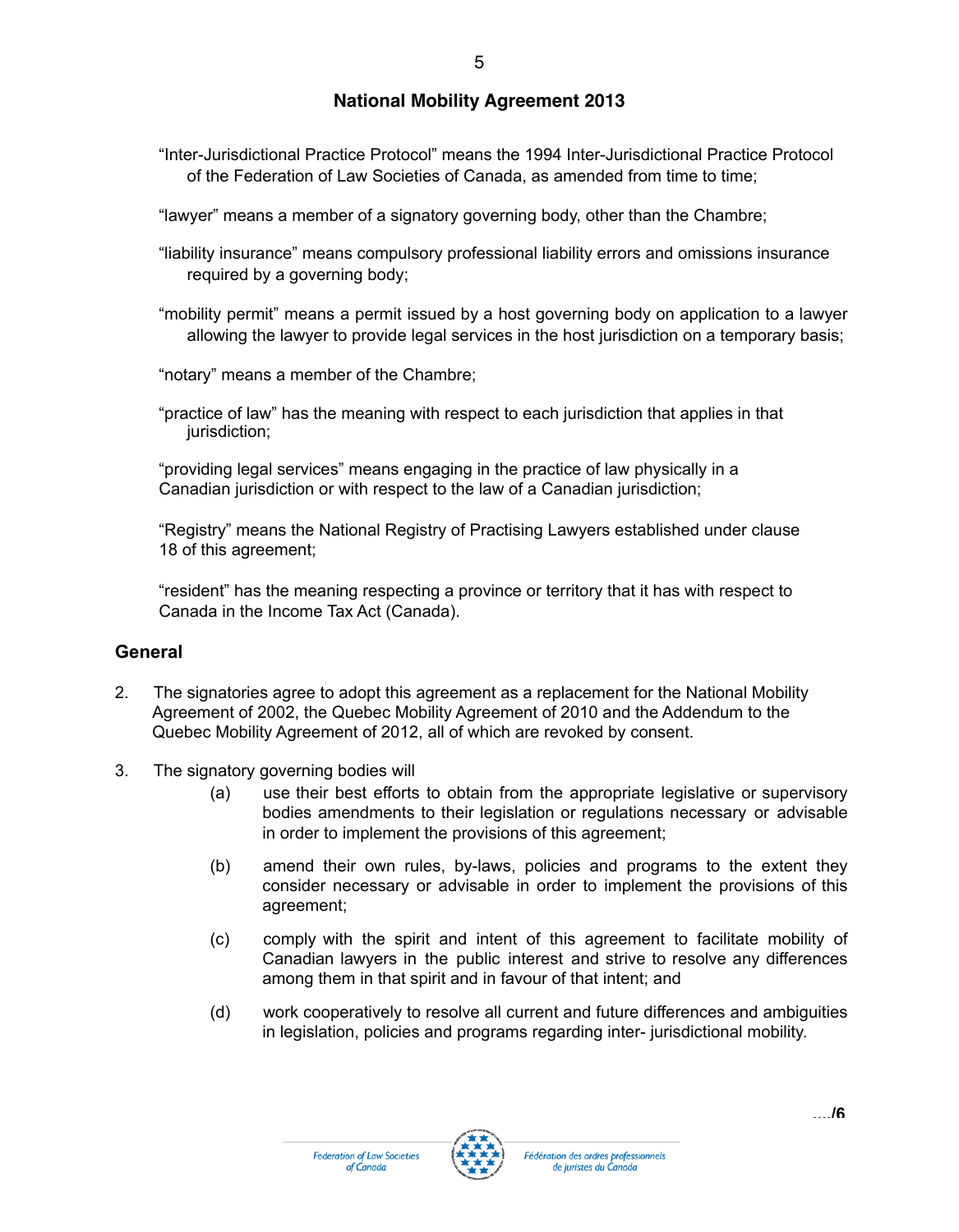**National Mobility Agreement 2013**

"Inter-Jurisdictional Practice Protocol" means the 1994 Inter-Jurisdictional Practice Protocol of the Federation of Law Societies of Canada, as amended from time to time;

"lawyer" means a member of a signatory governing body, other than the Chambre;

"liability insurance" means compulsory professional liability errors and omissions insurance required by a governing body;

"mobility permit" means a permit issued by a host governing body on application to a lawyer allowing the lawyer to provide legal services in the host jurisdiction on a temporary basis;

"notary" means a member of the Chambre;

"practice of law" has the meaning with respect to each jurisdiction that applies in that jurisdiction;

"providing legal services" means engaging in the practice of law physically in a Canadian jurisdiction or with respect to the law of a Canadian jurisdiction;

"Registry" means the National Registry of Practising Lawyers established under clause 18 of this agreement;

"resident" has the meaning respecting a province or territory that it has with respect to Canada in the Income Tax Act (Canada).

## General

2. The signatories agree to adopt this agreement as a replacement for the National Mobility Agreement of 2002, the Quebec Mobility Agreement of 2010 and the Addendum to the Quebec Mobility Agreement of 2012, all of which are revoked by consent.

3. The signatory governing bodies will
   - (a) use their best efforts to obtain from the appropriate legislative or supervisory bodies amendments to their legislation or regulations necessary or advisable in order to implement the provisions of this agreement;
   - (b) amend their own rules, by-laws, policies and programs to the extent they consider necessary or advisable in order to implement the provisions of this agreement;
   - (c) comply with the spirit and intent of this agreement to facilitate mobility of Canadian lawyers in the public interest and strive to resolve any differences among them in that spirit and in favour of that intent; and
   - (d) work cooperatively to resolve all current and future differences and ambiguities in legislation, policies and programs regarding inter- jurisdictional mobility.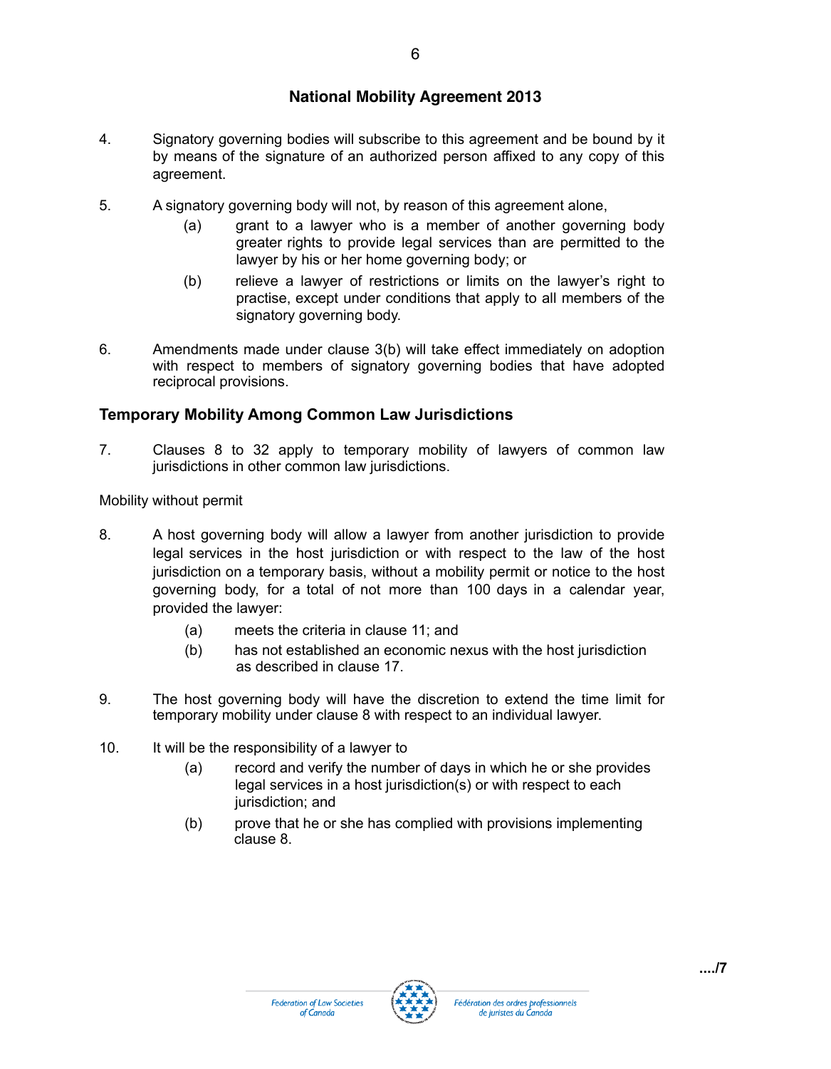## National Mobility Agreement 2013

4. Signatory governing bodies will subscribe to this agreement and be bound by it by means of the signature of an authorized person affixed to any copy of this agreement.

5. A signatory governing body will not, by reason of this agreement alone,
   (a) grant to a lawyer who is a member of another governing body greater rights to provide legal services than are permitted to the lawyer by his or her home governing body; or
   (b) relieve a lawyer of restrictions or limits on the lawyer's right to practise, except under conditions that apply to all members of the signatory governing body.

6. Amendments made under clause 3(b) will take effect immediately on adoption with respect to members of signatory governing bodies that have adopted reciprocal provisions.

### Temporary Mobility Among Common Law Jurisdictions

7. Clauses 8 to 32 apply to temporary mobility of lawyers of common law jurisdictions in other common law jurisdictions.

Mobility without permit

8. A host governing body will allow a lawyer from another jurisdiction to provide legal services in the host jurisdiction or with respect to the law of the host jurisdiction on a temporary basis, without a mobility permit or notice to the host governing body, for a total of not more than 100 days in a calendar year, provided the lawyer:
   (a) meets the criteria in clause 11; and
   (b) has not established an economic nexus with the host jurisdiction as described in clause 17.

9. The host governing body will have the discretion to extend the time limit for temporary mobility under clause 8 with respect to an individual lawyer.

10. It will be the responsibility of a lawyer to
   (a) record and verify the number of days in which he or she provides legal services in a host jurisdiction(s) or with respect to each jurisdiction; and
   (b) prove that he or she has complied with provisions implementing clause 8.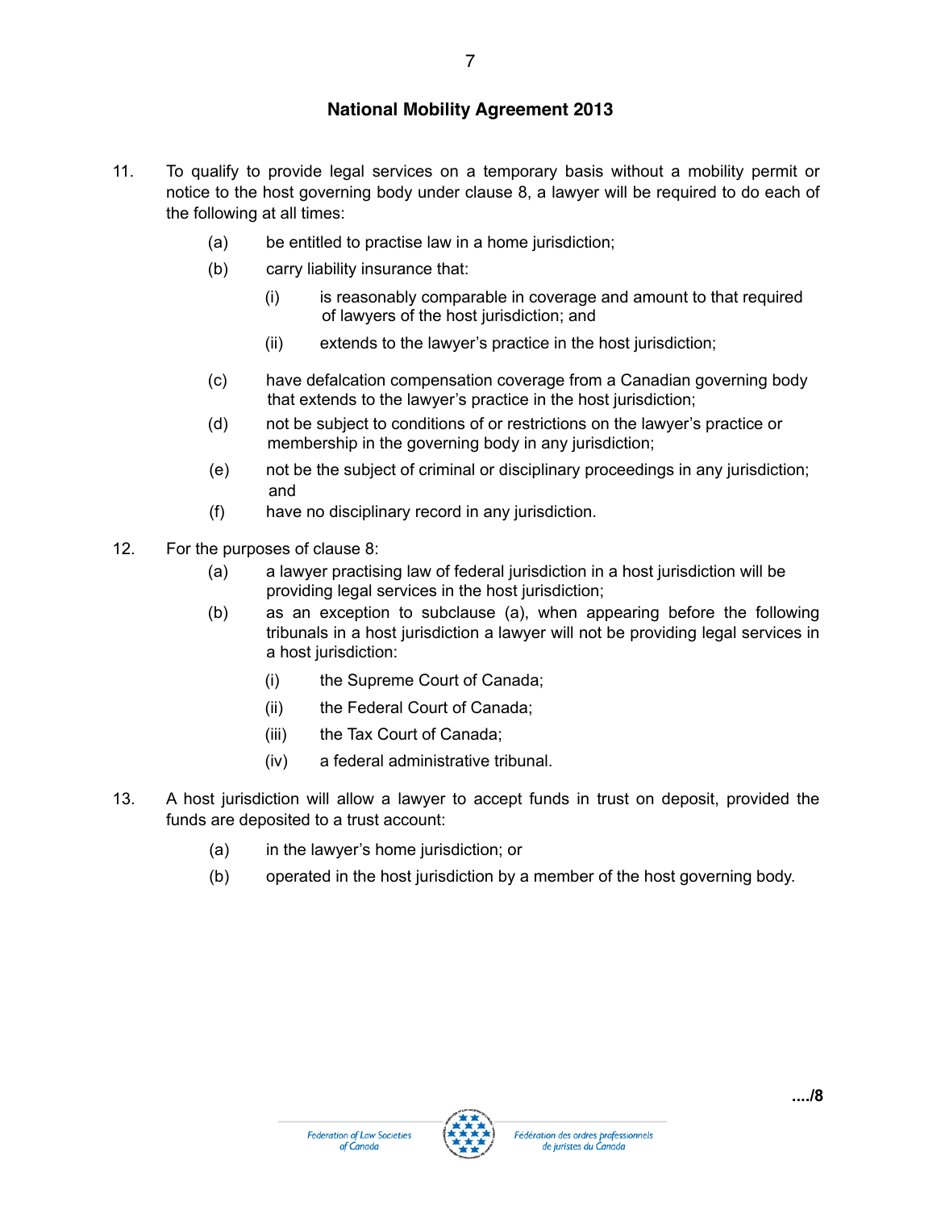11. To qualify to provide legal services on a temporary basis without a mobility permit or notice to the host governing body under clause 8, a lawyer will be required to do each of the following at all times:

    (a) be entitled to practise law in a home jurisdiction;

    (b) carry liability insurance that:

        (i) is reasonably comparable in coverage and amount to that required of lawyers of the host jurisdiction; and

        (ii) extends to the lawyer's practice in the host jurisdiction;

    (c) have defalcation compensation coverage from a Canadian governing body that extends to the lawyer's practice in the host jurisdiction;

    (d) not be subject to conditions of or restrictions on the lawyer's practice or membership in the governing body in any jurisdiction;

    (e) not be the subject of criminal or disciplinary proceedings in any jurisdiction; and

    (f) have no disciplinary record in any jurisdiction.

12. For the purposes of clause 8:

    (a) a lawyer practising law of federal jurisdiction in a host jurisdiction will be providing legal services in the host jurisdiction;

    (b) as an exception to subclause (a), when appearing before the following tribunals in a host jurisdiction a lawyer will not be providing legal services in a host jurisdiction:

        (i) the Supreme Court of Canada;

        (ii) the Federal Court of Canada;

        (iii) the Tax Court of Canada;

        (iv) a federal administrative tribunal.

13. A host jurisdiction will allow a lawyer to accept funds in trust on deposit, provided the funds are deposited to a trust account:

    (a) in the lawyer's home jurisdiction; or

    (b) operated in the host jurisdiction by a member of the host governing body.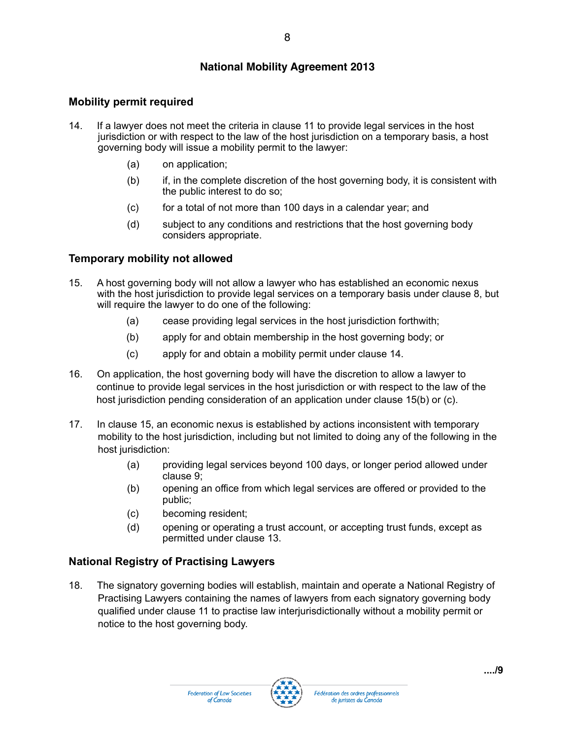## Mobility permit required

14. If a lawyer does not meet the criteria in clause 11 to provide legal services in the host jurisdiction or with respect to the law of the host jurisdiction on a temporary basis, a host governing body will issue a mobility permit to the lawyer:

    (a) on application;

    (b) if, in the complete discretion of the host governing body, it is consistent with the public interest to do so;

    (c) for a total of not more than 100 days in a calendar year; and

    (d) subject to any conditions and restrictions that the host governing body considers appropriate.

## Temporary mobility not allowed

15. A host governing body will not allow a lawyer who has established an economic nexus with the host jurisdiction to provide legal services on a temporary basis under clause 8, but will require the lawyer to do one of the following:

    (a) cease providing legal services in the host jurisdiction forthwith;

    (b) apply for and obtain membership in the host governing body; or

    (c) apply for and obtain a mobility permit under clause 14.

16. On application, the host governing body will have the discretion to allow a lawyer to continue to provide legal services in the host jurisdiction or with respect to the law of the host jurisdiction pending consideration of an application under clause 15(b) or (c).

17. In clause 15, an economic nexus is established by actions inconsistent with temporary mobility to the host jurisdiction, including but not limited to doing any of the following in the host jurisdiction:

    (a) providing legal services beyond 100 days, or longer period allowed under clause 9;

    (b) opening an office from which legal services are offered or provided to the public;

    (c) becoming resident;

    (d) opening or operating a trust account, or accepting trust funds, except as permitted under clause 13.

## National Registry of Practising Lawyers

18. The signatory governing bodies will establish, maintain and operate a National Registry of Practising Lawyers containing the names of lawyers from each signatory governing body qualified under clause 11 to practise law interjurisdictionally without a mobility permit or notice to the host governing body.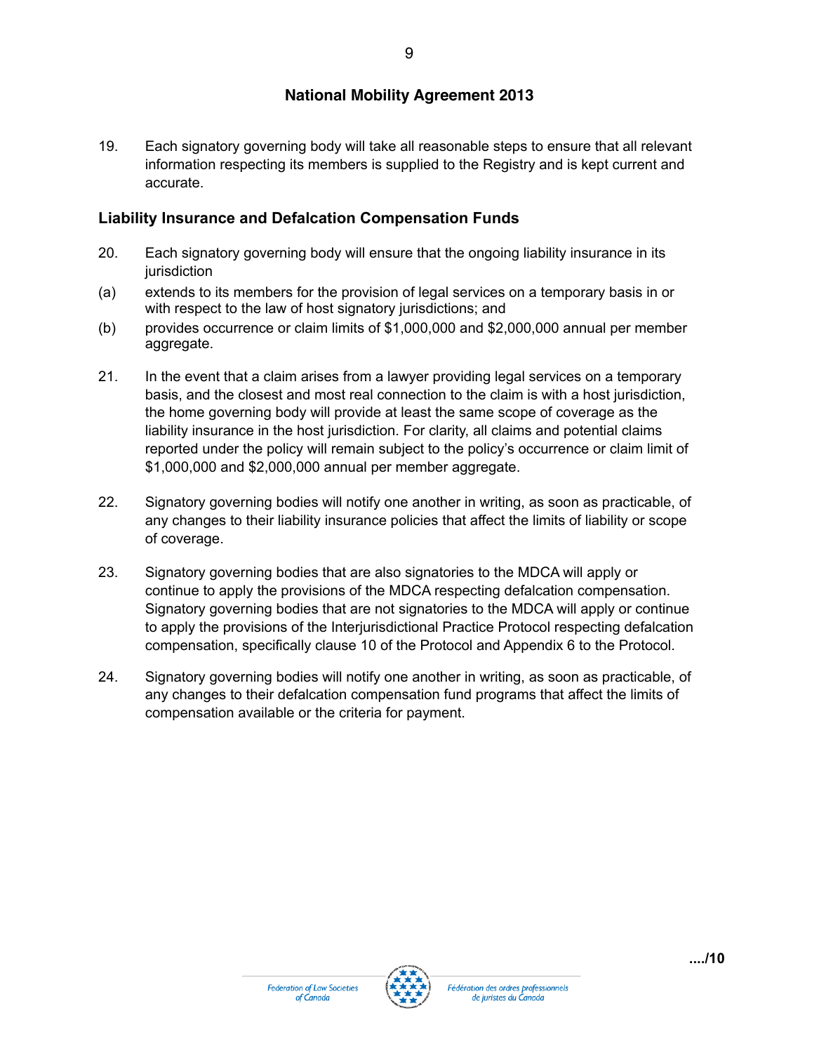19. Each signatory governing body will take all reasonable steps to ensure that all relevant information respecting its members is supplied to the Registry and is kept current and accurate.

## Liability Insurance and Defalcation Compensation Funds

20. Each signatory governing body will ensure that the ongoing liability insurance in its jurisdiction

(a) extends to its members for the provision of legal services on a temporary basis in or with respect to the law of host signatory jurisdictions; and

(b) provides occurrence or claim limits of $1,000,000 and $2,000,000 annual per member aggregate.

21. In the event that a claim arises from a lawyer providing legal services on a temporary basis, and the closest and most real connection to the claim is with a host jurisdiction, the home governing body will provide at least the same scope of coverage as the liability insurance in the host jurisdiction. For clarity, all claims and potential claims reported under the policy will remain subject to the policy's occurrence or claim limit of $1,000,000 and $2,000,000 annual per member aggregate.

22. Signatory governing bodies will notify one another in writing, as soon as practicable, of any changes to their liability insurance policies that affect the limits of liability or scope of coverage.

23. Signatory governing bodies that are also signatories to the MDCA will apply or continue to apply the provisions of the MDCA respecting defalcation compensation. Signatory governing bodies that are not signatories to the MDCA will apply or continue to apply the provisions of the Interjurisdictional Practice Protocol respecting defalcation compensation, specifically clause 10 of the Protocol and Appendix 6 to the Protocol.

24. Signatory governing bodies will notify one another in writing, as soon as practicable, of any changes to their defalcation compensation fund programs that affect the limits of compensation available or the criteria for payment.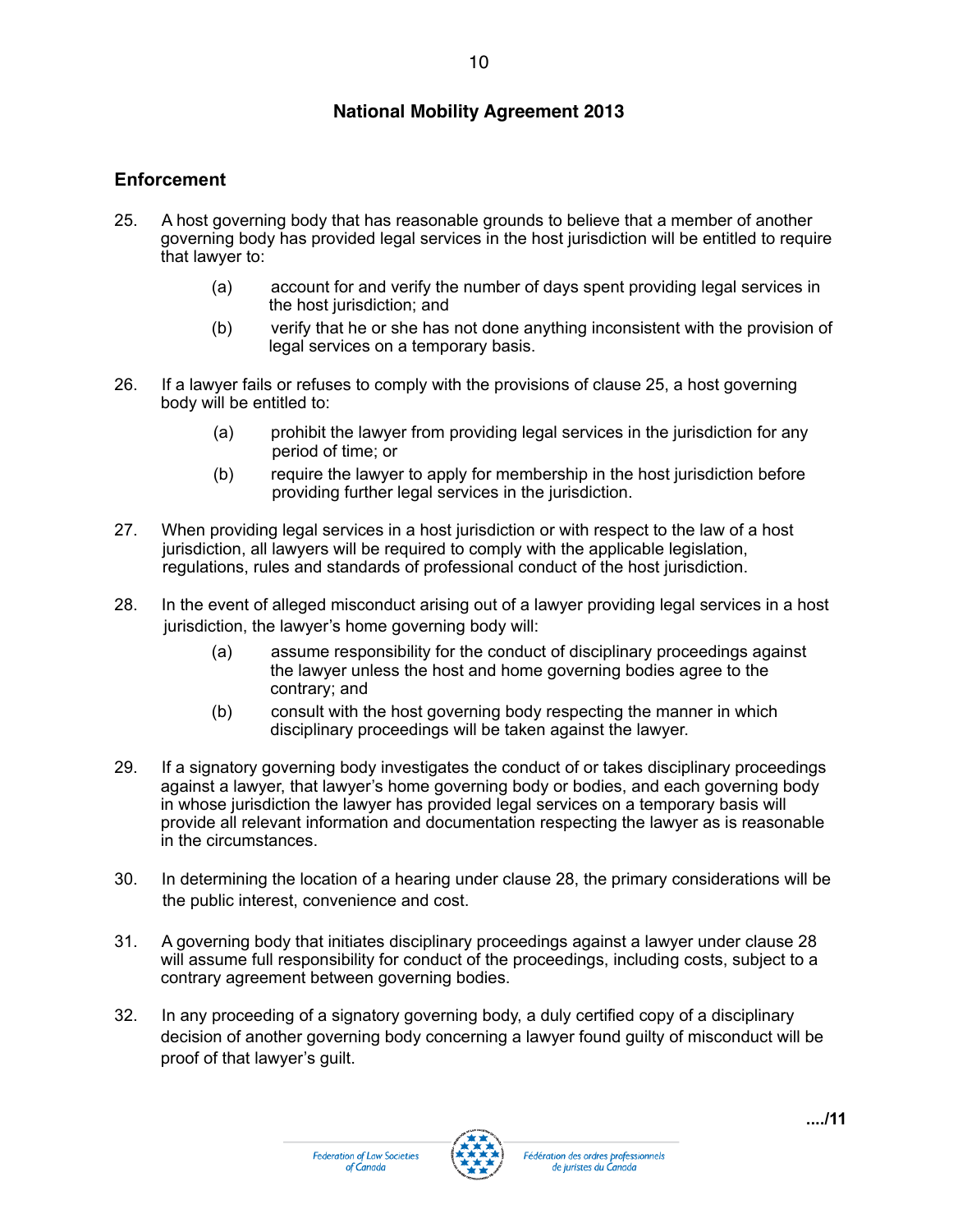## National Mobility Agreement 2013

### Enforcement

25. A host governing body that has reasonable grounds to believe that a member of another governing body has provided legal services in the host jurisdiction will be entitled to require that lawyer to:

    (a) account for and verify the number of days spent providing legal services in the host jurisdiction; and

    (b) verify that he or she has not done anything inconsistent with the provision of legal services on a temporary basis.

26. If a lawyer fails or refuses to comply with the provisions of clause 25, a host governing body will be entitled to:

    (a) prohibit the lawyer from providing legal services in the jurisdiction for any period of time; or

    (b) require the lawyer to apply for membership in the host jurisdiction before providing further legal services in the jurisdiction.

27. When providing legal services in a host jurisdiction or with respect to the law of a host jurisdiction, all lawyers will be required to comply with the applicable legislation, regulations, rules and standards of professional conduct of the host jurisdiction.

28. In the event of alleged misconduct arising out of a lawyer providing legal services in a host jurisdiction, the lawyer's home governing body will:

    (a) assume responsibility for the conduct of disciplinary proceedings against the lawyer unless the host and home governing bodies agree to the contrary; and

    (b) consult with the host governing body respecting the manner in which disciplinary proceedings will be taken against the lawyer.

29. If a signatory governing body investigates the conduct of or takes disciplinary proceedings against a lawyer, that lawyer's home governing body or bodies, and each governing body in whose jurisdiction the lawyer has provided legal services on a temporary basis will provide all relevant information and documentation respecting the lawyer as is reasonable in the circumstances.

30. In determining the location of a hearing under clause 28, the primary considerations will be the public interest, convenience and cost.

31. A governing body that initiates disciplinary proceedings against a lawyer under clause 28 will assume full responsibility for conduct of the proceedings, including costs, subject to a contrary agreement between governing bodies.

32. In any proceeding of a signatory governing body, a duly certified copy of a disciplinary decision of another governing body concerning a lawyer found guilty of misconduct will be proof of that lawyer's guilt.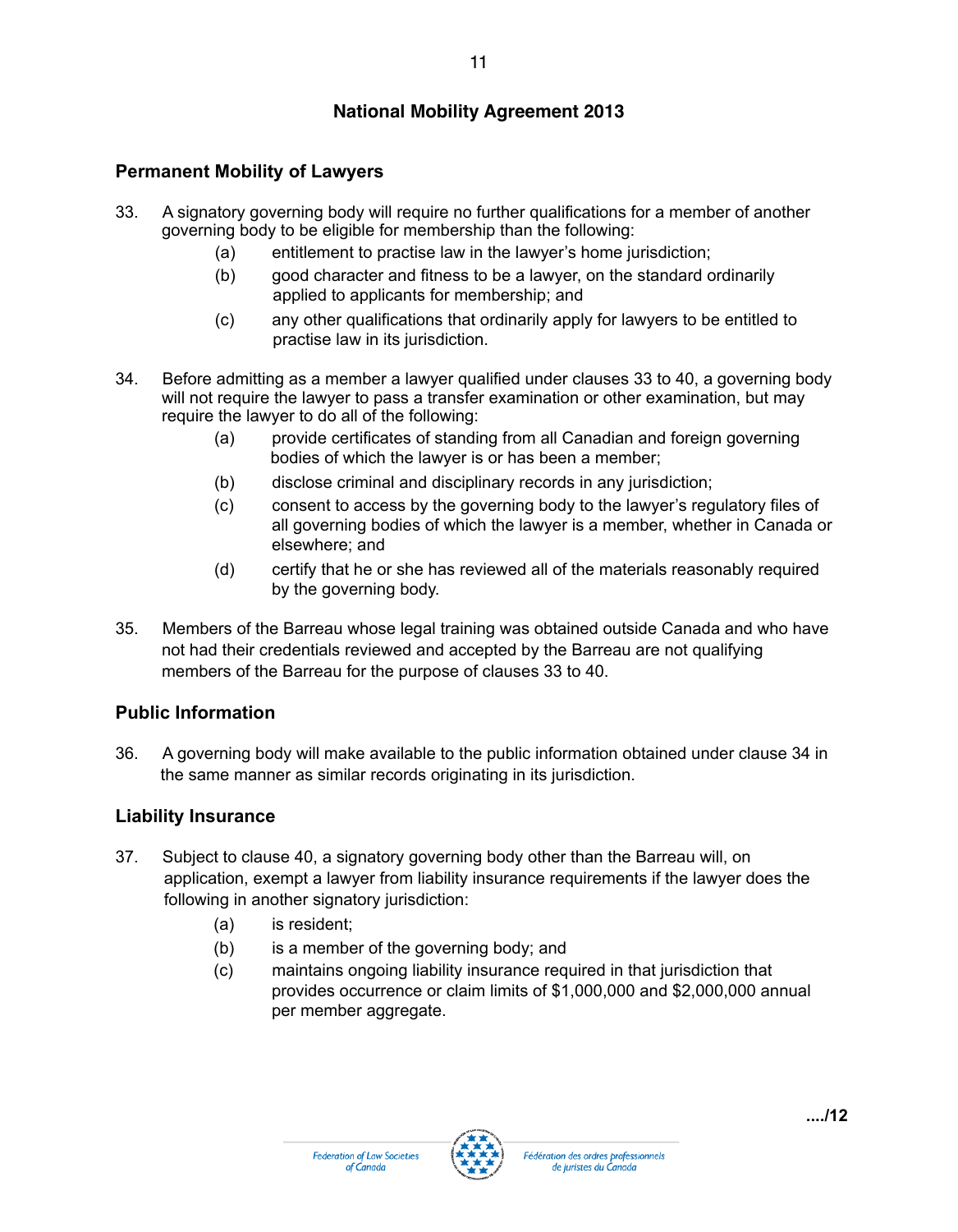**National Mobility Agreement 2013**

## Permanent Mobility of Lawyers

33. A signatory governing body will require no further qualifications for a member of another governing body to be eligible for membership than the following:
    - (a) entitlement to practise law in the lawyer's home jurisdiction;
    - (b) good character and fitness to be a lawyer, on the standard ordinarily applied to applicants for membership; and
    - (c) any other qualifications that ordinarily apply for lawyers to be entitled to practise law in its jurisdiction.

34. Before admitting as a member a lawyer qualified under clauses 33 to 40, a governing body will not require the lawyer to pass a transfer examination or other examination, but may require the lawyer to do all of the following:
    - (a) provide certificates of standing from all Canadian and foreign governing bodies of which the lawyer is or has been a member;
    - (b) disclose criminal and disciplinary records in any jurisdiction;
    - (c) consent to access by the governing body to the lawyer's regulatory files of all governing bodies of which the lawyer is a member, whether in Canada or elsewhere; and
    - (d) certify that he or she has reviewed all of the materials reasonably required by the governing body.

35. Members of the Barreau whose legal training was obtained outside Canada and who have not had their credentials reviewed and accepted by the Barreau are not qualifying members of the Barreau for the purpose of clauses 33 to 40.

## Public Information

36. A governing body will make available to the public information obtained under clause 34 in the same manner as similar records originating in its jurisdiction.

## Liability Insurance

37. Subject to clause 40, a signatory governing body other than the Barreau will, on application, exempt a lawyer from liability insurance requirements if the lawyer does the following in another signatory jurisdiction:
    - (a) is resident;
    - (b) is a member of the governing body; and
    - (c) maintains ongoing liability insurance required in that jurisdiction that provides occurrence or claim limits of $1,000,000 and $2,000,000 annual per member aggregate.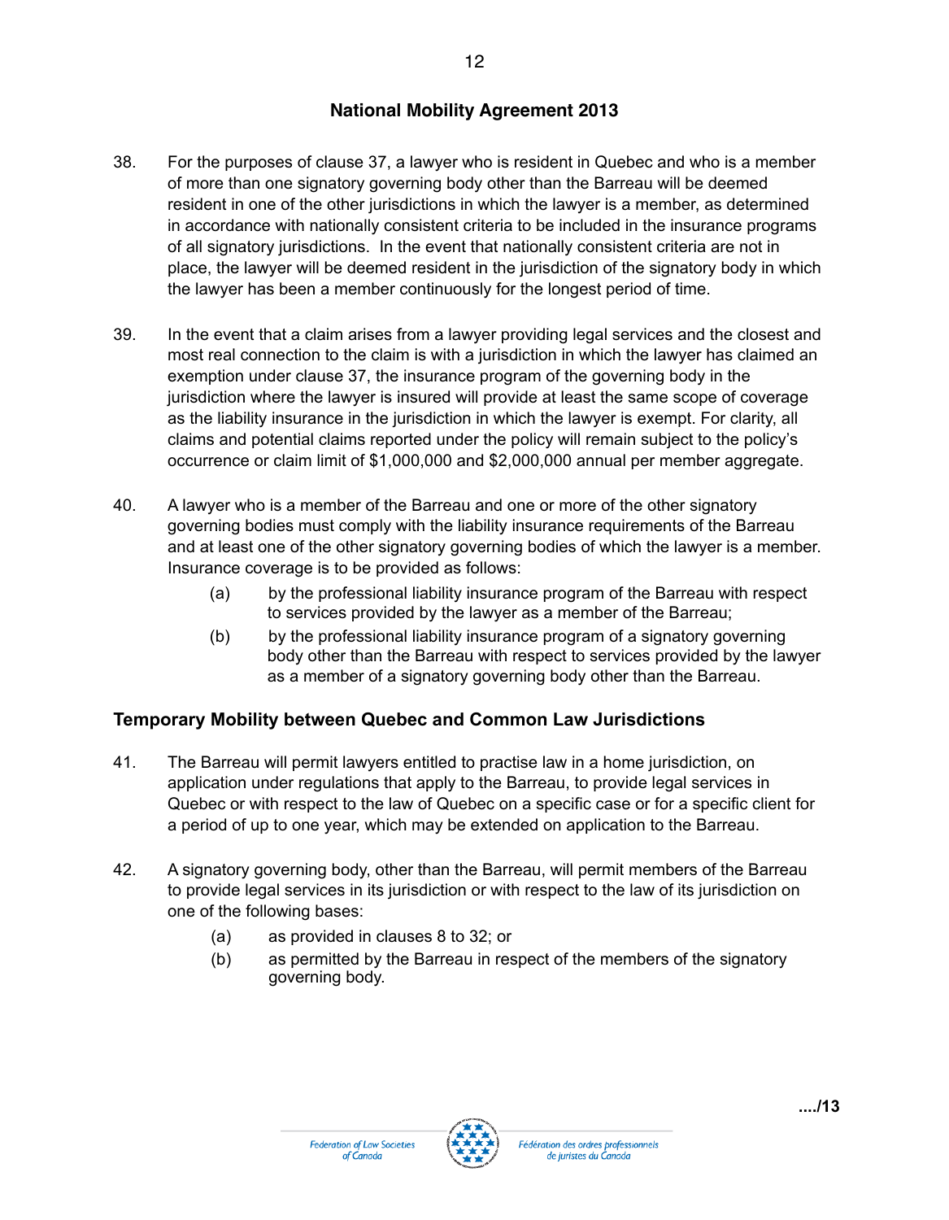38. For the purposes of clause 37, a lawyer who is resident in Quebec and who is a member of more than one signatory governing body other than the Barreau will be deemed resident in one of the other jurisdictions in which the lawyer is a member, as determined in accordance with nationally consistent criteria to be included in the insurance programs of all signatory jurisdictions. In the event that nationally consistent criteria are not in place, the lawyer will be deemed resident in the jurisdiction of the signatory body in which the lawyer has been a member continuously for the longest period of time.

39. In the event that a claim arises from a lawyer providing legal services and the closest and most real connection to the claim is with a jurisdiction in which the lawyer has claimed an exemption under clause 37, the insurance program of the governing body in the jurisdiction where the lawyer is insured will provide at least the same scope of coverage as the liability insurance in the jurisdiction in which the lawyer is exempt. For clarity, all claims and potential claims reported under the policy will remain subject to the policy's occurrence or claim limit of $1,000,000 and $2,000,000 annual per member aggregate.

40. A lawyer who is a member of the Barreau and one or more of the other signatory governing bodies must comply with the liability insurance requirements of the Barreau and at least one of the other signatory governing bodies of which the lawyer is a member. Insurance coverage is to be provided as follows:
    - (a) by the professional liability insurance program of the Barreau with respect to services provided by the lawyer as a member of the Barreau;
    - (b) by the professional liability insurance program of a signatory governing body other than the Barreau with respect to services provided by the lawyer as a member of a signatory governing body other than the Barreau.

## Temporary Mobility between Quebec and Common Law Jurisdictions

41. The Barreau will permit lawyers entitled to practise law in a home jurisdiction, on application under regulations that apply to the Barreau, to provide legal services in Quebec or with respect to the law of Quebec on a specific case or for a specific client for a period of up to one year, which may be extended on application to the Barreau.

42. A signatory governing body, other than the Barreau, will permit members of the Barreau to provide legal services in its jurisdiction or with respect to the law of its jurisdiction on one of the following bases:
    - (a) as provided in clauses 8 to 32; or
    - (b) as permitted by the Barreau in respect of the members of the signatory governing body.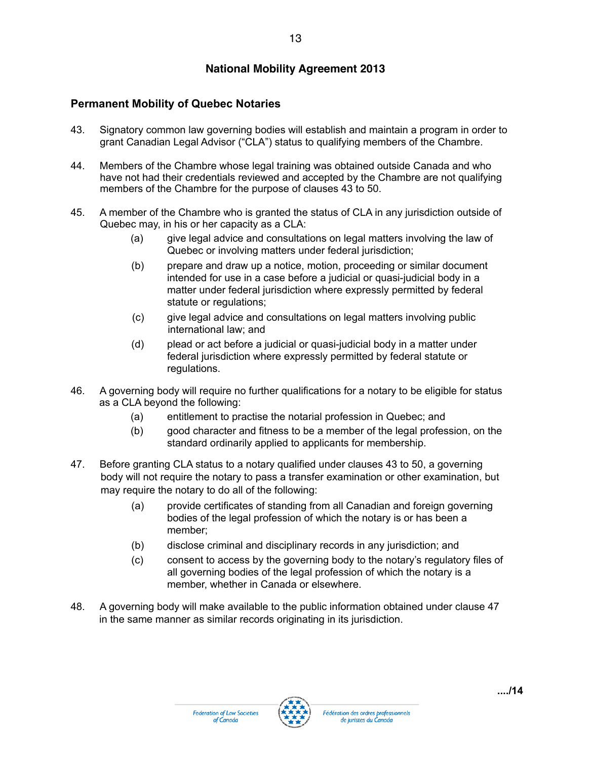## Permanent Mobility of Quebec Notaries

43. Signatory common law governing bodies will establish and maintain a program in order to grant Canadian Legal Advisor ("CLA") status to qualifying members of the Chambre.

44. Members of the Chambre whose legal training was obtained outside Canada and who have not had their credentials reviewed and accepted by the Chambre are not qualifying members of the Chambre for the purpose of clauses 43 to 50.

45. A member of the Chambre who is granted the status of CLA in any jurisdiction outside of Quebec may, in his or her capacity as a CLA:
    - (a) give legal advice and consultations on legal matters involving the law of Quebec or involving matters under federal jurisdiction;
    - (b) prepare and draw up a notice, motion, proceeding or similar document intended for use in a case before a judicial or quasi-judicial body in a matter under federal jurisdiction where expressly permitted by federal statute or regulations;
    - (c) give legal advice and consultations on legal matters involving public international law; and
    - (d) plead or act before a judicial or quasi-judicial body in a matter under federal jurisdiction where expressly permitted by federal statute or regulations.

46. A governing body will require no further qualifications for a notary to be eligible for status as a CLA beyond the following:
    - (a) entitlement to practise the notarial profession in Quebec; and
    - (b) good character and fitness to be a member of the legal profession, on the standard ordinarily applied to applicants for membership.

47. Before granting CLA status to a notary qualified under clauses 43 to 50, a governing body will not require the notary to pass a transfer examination or other examination, but may require the notary to do all of the following:
    - (a) provide certificates of standing from all Canadian and foreign governing bodies of the legal profession of which the notary is or has been a member;
    - (b) disclose criminal and disciplinary records in any jurisdiction; and
    - (c) consent to access by the governing body to the notary's regulatory files of all governing bodies of the legal profession of which the notary is a member, whether in Canada or elsewhere.

48. A governing body will make available to the public information obtained under clause 47 in the same manner as similar records originating in its jurisdiction.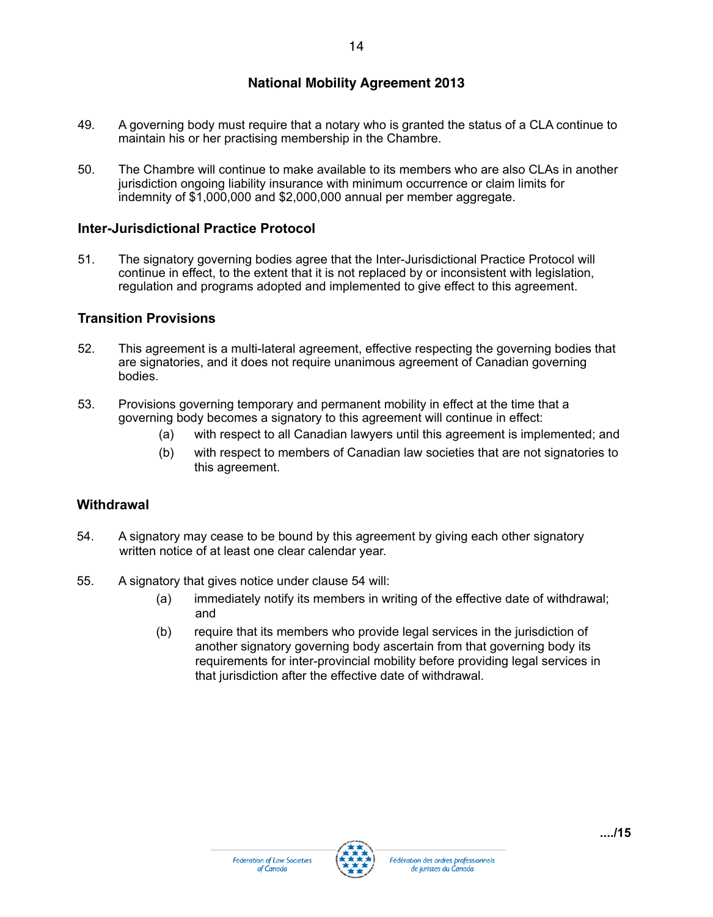49. A governing body must require that a notary who is granted the status of a CLA continue to maintain his or her practising membership in the Chambre.

50. The Chambre will continue to make available to its members who are also CLAs in another jurisdiction ongoing liability insurance with minimum occurrence or claim limits for indemnity of $1,000,000 and $2,000,000 annual per member aggregate.

## Inter-Jurisdictional Practice Protocol

51. The signatory governing bodies agree that the Inter-Jurisdictional Practice Protocol will continue in effect, to the extent that it is not replaced by or inconsistent with legislation, regulation and programs adopted and implemented to give effect to this agreement.

## Transition Provisions

52. This agreement is a multi-lateral agreement, effective respecting the governing bodies that are signatories, and it does not require unanimous agreement of Canadian governing bodies.

53. Provisions governing temporary and permanent mobility in effect at the time that a governing body becomes a signatory to this agreement will continue in effect:
    - (a) with respect to all Canadian lawyers until this agreement is implemented; and
    - (b) with respect to members of Canadian law societies that are not signatories to this agreement.

## Withdrawal

54. A signatory may cease to be bound by this agreement by giving each other signatory written notice of at least one clear calendar year.

55. A signatory that gives notice under clause 54 will:
    - (a) immediately notify its members in writing of the effective date of withdrawal; and
    - (b) require that its members who provide legal services in the jurisdiction of another signatory governing body ascertain from that governing body its requirements for inter-provincial mobility before providing legal services in that jurisdiction after the effective date of withdrawal.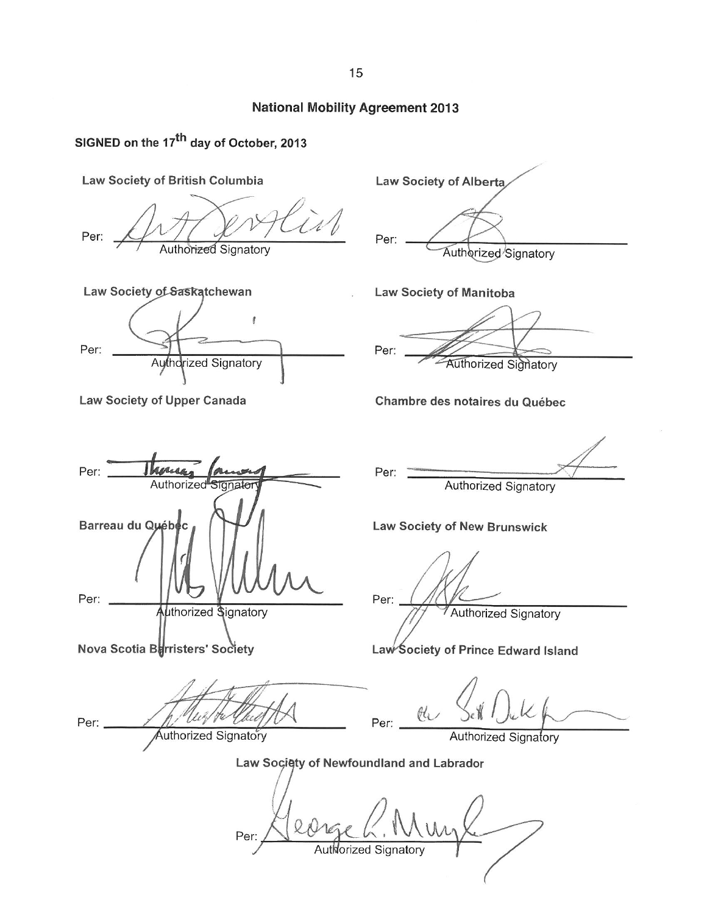## National Mobility Agreement 2013

**SIGNED on the 17th day of October, 2013**

**Law Society of British Columbia**

Per: ______________________
Authorized Signatory

**Law Society of Alberta**

Per: ______________________
Authorized Signatory

**Law Society of Saskatchewan**

Per: ______________________
Authorized Signatory

**Law Society of Manitoba**

Per: ______________________
Authorized Signatory

**Law Society of Upper Canada**

Per: ______________________
Authorized Signatory

**Chambre des notaires du Québec**

Per: ______________________
Authorized Signatory

**Barreau du Québec**

Per: ______________________
Authorized Signatory

**Law Society of New Brunswick**

Per: ______________________
Authorized Signatory

**Nova Scotia Barristers' Society**

Per: ______________________
Authorized Signatory

**Law Society of Prince Edward Island**

Per: ______________________
Authorized Signatory

**Law Society of Newfoundland and Labrador**

Per: ______________________
Authorized Signatory